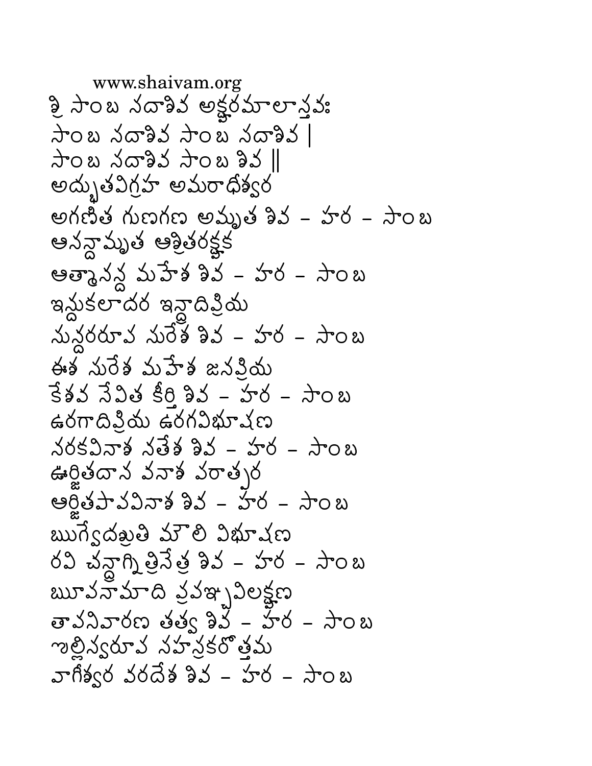# శ్రీ సాంబ సదాశివ అక్షరమాలాస్తవః

సాంబ సదాశివ సాంబ సదాశివ |
సాంబ సదాశివ సాంబ శివ ||

అద్భుతవిగ్రహ అమరాధీశ్వర
అగణిత గుణగణ అమృత శివ - హర - సాంబ

ఆనన్దామృత ఆశ్రితరక్షక
ఆత్మానన్ద మహేశ శివ - హర - సాంబ

ఇన్దుకలాధర ఇన్ద్రాదిప్రియ
సున్దరరూప సురేశ శివ - హర - సాంబ

ఈశ సురేశ మహేశ జనప్రియ
కేశవ సేవిత కీర్తి శివ - హర - సాంబ

ఉరగాదిప్రియ ఉరగవిభూషణ
నరకవినాశ నతేశ శివ - హర - సాంబ

ఊర్జితదాన వనాశ పరాత్పర
ఆర్జితపాపవినాశ శివ - హర - సాంబ

ఋగ్వేదశ్రుతి మౌలి విభూషణ
రవి చన్ద్రాగ్ని త్రినేత్ర శివ - హర - సాంబ

ౠపనామాది ప్రపఞ్చవిలక్షణ
తాపనివారణ తత్వ శివ - హర - సాంబ

ఌల్లిస్వరూప సహస్రకరోత్తమ
వాగీశ్వర వరదేశ శివ - హర - సాంబ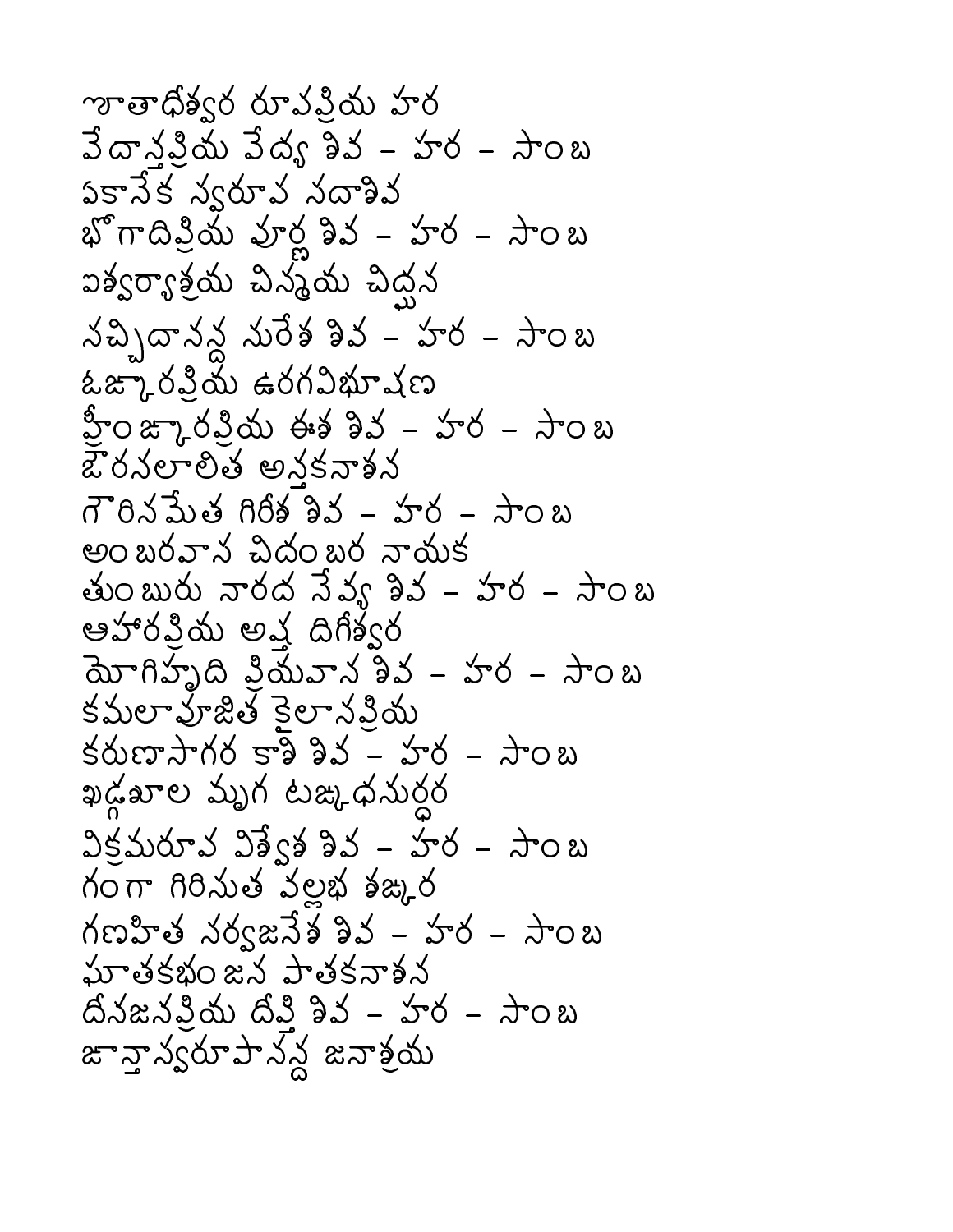జాతాధీశ్వర రూపప్రియ హర
వేదాన్తప్రియ వేద్య శివ - హర - సాంబ
ఏకానేక స్వరూప సదాశివ
భోగాదిప్రియ పూర్ణ శివ - హర - సాంబ
ఐశ్వర్యాశ్రయ చిన్మయ చిద్ఘన
సచ్చిదానన్ద సురేశ శివ - హర - సాంబ
ఓఙ్కారప్రియ ఉరగవిభూషణ
హ్రీంఙ్కారప్రియ ఈశ శివ - హర - సాంబ
ఔరసలాలిత అన్తకనాశన
గౌరిసమేత గిరీశ శివ - హర - సాంబ
అంబరవాస చిదంబర నాయక
తుంబురు నారద సేవ్య శివ - హర - సాంబ
ఆహారప్రియ అష్ట దిగీశ్వర
యోగిహృది ప్రియవాస శివ - హర - సాంబ
కమలాపూజిత కైలాసప్రియ
కరుణాసాగర కాశి శివ - హర - సాంబ
ఖడ్గశూల మృగ టఙ్కధనుర్ధర
విక్రమరూప విశ్వేశ శివ - హర - సాంబ
గంగా గిరిసుత వల్లభ శఙ్కర
గణహిత సర్వజనేశ శివ - హర - సాంబ
ఘాతకభంజన పాతకనాశన
దీనజనప్రియ దీప్తి శివ - హర - సాంబ
జ్ఞానస్వరూపానన్ద జనాశ్రయ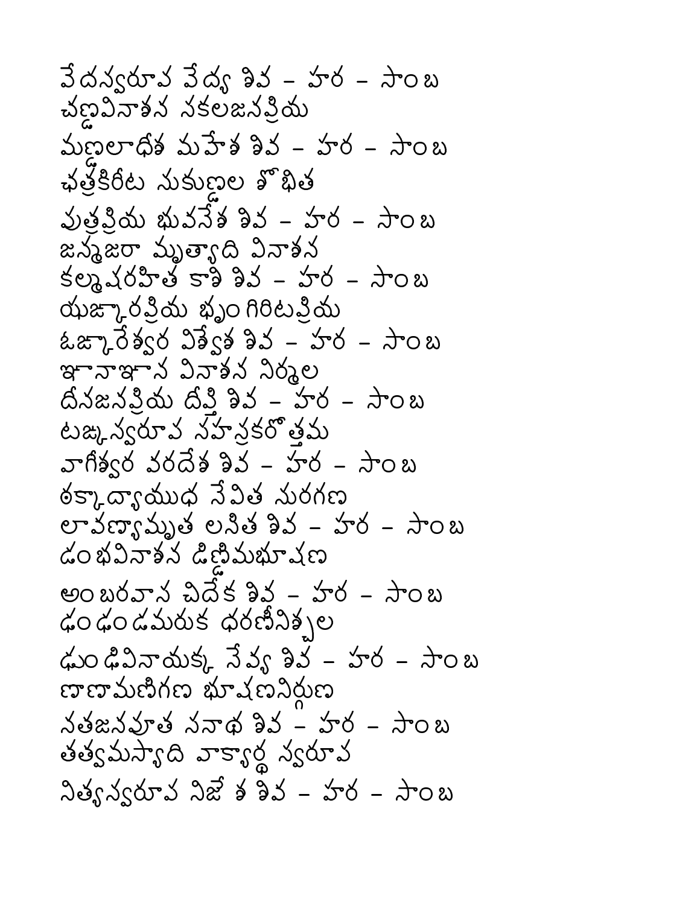వేదస్వరూప వేద్య శివ - హర - సాంబ
చణ్డవినాశన సకలజనప్రియ
మణ్డలాధీశ మహేశ శివ - హర - సాంబ
ఛత్రకిరీట సుకుణ్డల శోభిత
పుత్రప్రియ భువనేశ శివ - హర - సాంబ
జన్మజరా మృత్యాది వినాశన
కల్మషరహిత కాశి శివ - హర - సాంబ
ఝఙ్కారప్రియ భృంగిరిటప్రియ
ఓఙ్కారేశ్వర విశ్వేశ శివ - హర - సాంబ
ఞానాఞాన వినాశన నిర్మల
దీనజనప్రియ దీప్తి శివ - హర - సాంబ
టఙ్కస్వరూప సహస్రకరోత్తమ
వాగీశ్వర వరదేశ శివ - హర - సాంబ
ఠక్కాద్యాయుధ సేవిత సురగణ
లావణ్యామృత లసిత శివ - హర - సాంబ
డంభవినాశన డిణ్డిమభూషణ
అంబరవాస చిదేక శివ - హర - సాంబ
ఢంఢండమరుక ధరణీనిశ్చల
ఢుంఢివినాయక్క సేవ్య శివ - హర - సాంబ
ణాణామణిగణ భూషణనిర్గుణ
నతజనపూత సనాథ శివ - హర - సాంబ
తత్వమస్యాది వాక్యార్థ స్వరూప
నిత్యస్వరూప నిజేశ శివ - హర - సాంబ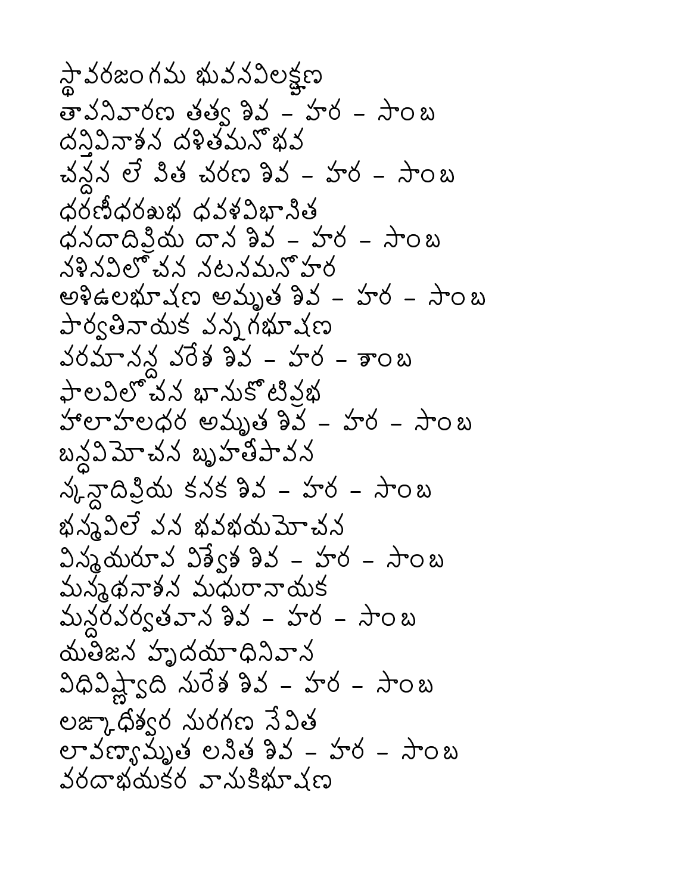స్థావరజంగమ భువనవిలక్షణ
తావనివారణ తత్వ శివ – హర – సాంబ
దన్తివినాశన దళితమనోభవ
చన్దన లేపిత చరణ శివ – హర – సాంబ
ధరణీధరశుభ ధవళవిభానిత
ధనదాదిప్రియ దాన శివ – హర – సాంబ
నళినవిలోచన నటనమనోహర
అళికులభూషణ అమృత శివ – హర – సాంబ
పార్వతినాయక పన్నగభూషణ
పరమానన్ద పరేశ శివ – హర – శాంబ
ఫాలవిలోచన భానుకోటిప్రభ
హాలాహలధర అమృత శివ – హర – సాంబ
బన్ధవిమోచన బృహతీపావన
స్కన్దాదిప్రియ కనక శివ – హర – సాంబ
భస్మవిలేపన భవభయమోచన
విస్మయరూప విశ్వేశ శివ – హర – సాంబ
మన్మథనాశన మధురానాయక
మన్దరపర్వతవాస శివ – హర – సాంబ
యతిజన హృదయాధినివాస
విధివిష్ణ్వాది సురేశ శివ – హర – సాంబ
లఙ్కాధీశ్వర సురగణ సేవిత
లావణ్యామృత లసిత శివ – హర – సాంబ
వరదాభయకర వాసుకిభూషణ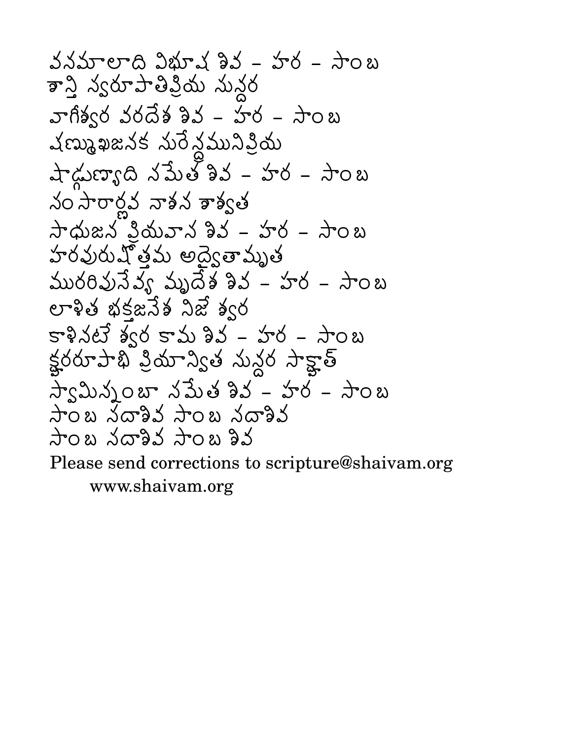వనమాలాది విభూష శివ - హర - సాంబ
శాన్తి స్వరూపాతిప్రియ సున్దర
వాగీశ్వర వరదేశ శివ - హర - సాంబ
షణ్ముఖజనక సురేన్ద్రమునిప్రియ
షాడ్గుణ్యాది సమేత శివ - హర - సాంబ
సంసారార్ణవ నాశన శాశ్వత
సాధుజన ప్రియవాన శివ - హర - సాంబ
హరపురుషోత్తమ అద్వైతామృత
మురరిపుసేవ్య మృడేశ శివ - హర - సాంబ
లాళిత భక్తజనేశ నిజేశ్వర
కాళినటేశ్వర కామ శివ - హర - సాంబ
క్షరరూపాభి ప్రియాన్విత సున్దర సాక్షాత్
స్వామిన్నంబా సమేత శివ - హర - సాంబ
సాంబ సదాశివ సాంబ సదాశివ
సాంబ సదాశివ సాంబ శివ

Please send corrections to scripture@shaivam.org
www.shaivam.org